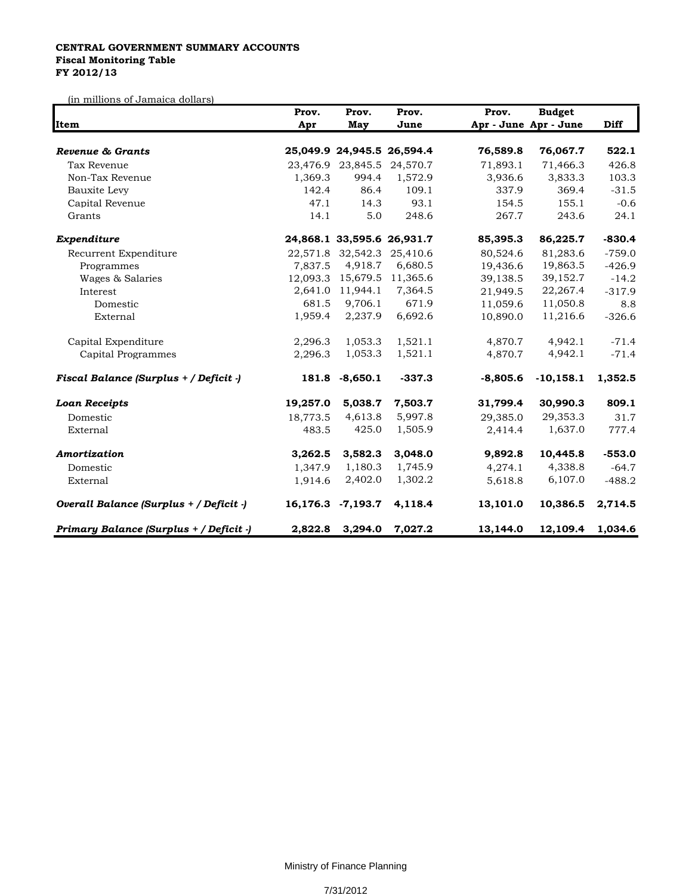**CENTRAL GOVERNMENT SUMMARY ACCOUNTS**
**Fiscal Monitoring Table**
**FY 2012/13**

(in millions of Jamaica dollars)

| Item | Prov. Apr | Prov. May | Prov. June | Prov. Apr - June | Budget Apr - June | Diff |
|---|---|---|---|---|---|---|
| ***Revenue & Grants*** | **25,049.9** | **24,945.5** | **26,594.4** | **76,589.8** | **76,067.7** | **522.1** |
| Tax Revenue | 23,476.9 | 23,845.5 | 24,570.7 | 71,893.1 | 71,466.3 | 426.8 |
| Non-Tax Revenue | 1,369.3 | 994.4 | 1,572.9 | 3,936.6 | 3,833.3 | 103.3 |
| Bauxite Levy | 142.4 | 86.4 | 109.1 | 337.9 | 369.4 | -31.5 |
| Capital Revenue | 47.1 | 14.3 | 93.1 | 154.5 | 155.1 | -0.6 |
| Grants | 14.1 | 5.0 | 248.6 | 267.7 | 243.6 | 24.1 |
| ***Expenditure*** | **24,868.1** | **33,595.6** | **26,931.7** | **85,395.3** | **86,225.7** | **-830.4** |
| Recurrent Expenditure | 22,571.8 | 32,542.3 | 25,410.6 | 80,524.6 | 81,283.6 | -759.0 |
| Programmes | 7,837.5 | 4,918.7 | 6,680.5 | 19,436.6 | 19,863.5 | -426.9 |
| Wages & Salaries | 12,093.3 | 15,679.5 | 11,365.6 | 39,138.5 | 39,152.7 | -14.2 |
| Interest | 2,641.0 | 11,944.1 | 7,364.5 | 21,949.5 | 22,267.4 | -317.9 |
| Domestic | 681.5 | 9,706.1 | 671.9 | 11,059.6 | 11,050.8 | 8.8 |
| External | 1,959.4 | 2,237.9 | 6,692.6 | 10,890.0 | 11,216.6 | -326.6 |
| Capital Expenditure | 2,296.3 | 1,053.3 | 1,521.1 | 4,870.7 | 4,942.1 | -71.4 |
| Capital Programmes | 2,296.3 | 1,053.3 | 1,521.1 | 4,870.7 | 4,942.1 | -71.4 |
| ***Fiscal Balance (Surplus + / Deficit -)*** | **181.8** | **-8,650.1** | **-337.3** | **-8,805.6** | **-10,158.1** | **1,352.5** |
| ***Loan Receipts*** | **19,257.0** | **5,038.7** | **7,503.7** | **31,799.4** | **30,990.3** | **809.1** |
| Domestic | 18,773.5 | 4,613.8 | 5,997.8 | 29,385.0 | 29,353.3 | 31.7 |
| External | 483.5 | 425.0 | 1,505.9 | 2,414.4 | 1,637.0 | 777.4 |
| ***Amortization*** | **3,262.5** | **3,582.3** | **3,048.0** | **9,892.8** | **10,445.8** | **-553.0** |
| Domestic | 1,347.9 | 1,180.3 | 1,745.9 | 4,274.1 | 4,338.8 | -64.7 |
| External | 1,914.6 | 2,402.0 | 1,302.2 | 5,618.8 | 6,107.0 | -488.2 |
| ***Overall Balance (Surplus + / Deficit -)*** | **16,176.3** | **-7,193.7** | **4,118.4** | **13,101.0** | **10,386.5** | **2,714.5** |
| ***Primary Balance (Surplus + / Deficit -)*** | **2,822.8** | **3,294.0** | **7,027.2** | **13,144.0** | **12,109.4** | **1,034.6** |

Ministry of Finance Planning

7/31/2012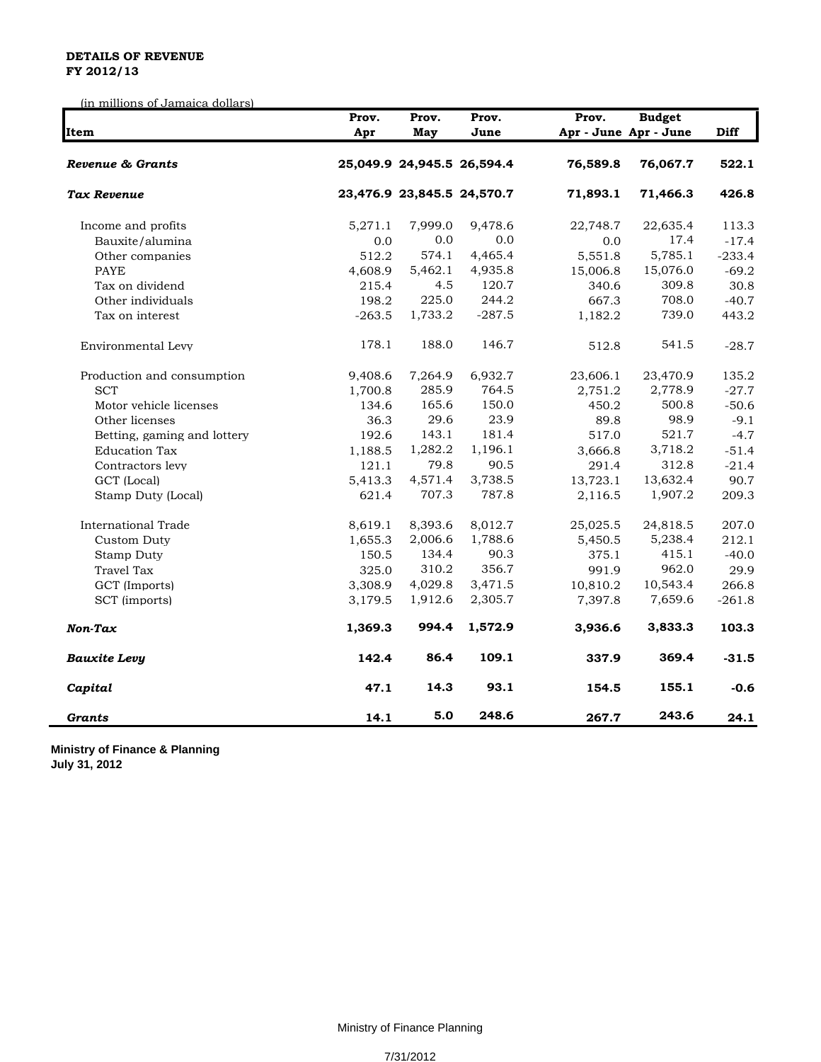**DETAILS OF REVENUE**
**FY 2012/13**

(in millions of Jamaica dollars)

| Item | Prov. Apr | Prov. May | Prov. June | Prov. Apr - June | Budget Apr - June | Diff |
|---|---|---|---|---|---|---|
| ***Revenue & Grants*** | **25,049.9** | **24,945.5** | **26,594.4** | **76,589.8** | **76,067.7** | **522.1** |
| ***Tax Revenue*** | **23,476.9** | **23,845.5** | **24,570.7** | **71,893.1** | **71,466.3** | **426.8** |
| Income and profits | 5,271.1 | 7,999.0 | 9,478.6 | 22,748.7 | 22,635.4 | 113.3 |
| Bauxite/alumina | 0.0 | 0.0 | 0.0 | 0.0 | 17.4 | -17.4 |
| Other companies | 512.2 | 574.1 | 4,465.4 | 5,551.8 | 5,785.1 | -233.4 |
| PAYE | 4,608.9 | 5,462.1 | 4,935.8 | 15,006.8 | 15,076.0 | -69.2 |
| Tax on dividend | 215.4 | 4.5 | 120.7 | 340.6 | 309.8 | 30.8 |
| Other individuals | 198.2 | 225.0 | 244.2 | 667.3 | 708.0 | -40.7 |
| Tax on interest | -263.5 | 1,733.2 | -287.5 | 1,182.2 | 739.0 | 443.2 |
| Environmental Levy | 178.1 | 188.0 | 146.7 | 512.8 | 541.5 | -28.7 |
| Production and consumption | 9,408.6 | 7,264.9 | 6,932.7 | 23,606.1 | 23,470.9 | 135.2 |
| SCT | 1,700.8 | 285.9 | 764.5 | 2,751.2 | 2,778.9 | -27.7 |
| Motor vehicle licenses | 134.6 | 165.6 | 150.0 | 450.2 | 500.8 | -50.6 |
| Other licenses | 36.3 | 29.6 | 23.9 | 89.8 | 98.9 | -9.1 |
| Betting, gaming and lottery | 192.6 | 143.1 | 181.4 | 517.0 | 521.7 | -4.7 |
| Education Tax | 1,188.5 | 1,282.2 | 1,196.1 | 3,666.8 | 3,718.2 | -51.4 |
| Contractors levy | 121.1 | 79.8 | 90.5 | 291.4 | 312.8 | -21.4 |
| GCT (Local) | 5,413.3 | 4,571.4 | 3,738.5 | 13,723.1 | 13,632.4 | 90.7 |
| Stamp Duty (Local) | 621.4 | 707.3 | 787.8 | 2,116.5 | 1,907.2 | 209.3 |
| International Trade | 8,619.1 | 8,393.6 | 8,012.7 | 25,025.5 | 24,818.5 | 207.0 |
| Custom Duty | 1,655.3 | 2,006.6 | 1,788.6 | 5,450.5 | 5,238.4 | 212.1 |
| Stamp Duty | 150.5 | 134.4 | 90.3 | 375.1 | 415.1 | -40.0 |
| Travel Tax | 325.0 | 310.2 | 356.7 | 991.9 | 962.0 | 29.9 |
| GCT (Imports) | 3,308.9 | 4,029.8 | 3,471.5 | 10,810.2 | 10,543.4 | 266.8 |
| SCT (imports) | 3,179.5 | 1,912.6 | 2,305.7 | 7,397.8 | 7,659.6 | -261.8 |
| ***Non-Tax*** | **1,369.3** | **994.4** | **1,572.9** | **3,936.6** | **3,833.3** | **103.3** |
| ***Bauxite Levy*** | **142.4** | **86.4** | **109.1** | **337.9** | **369.4** | **-31.5** |
| ***Capital*** | **47.1** | **14.3** | **93.1** | **154.5** | **155.1** | **-0.6** |
| ***Grants*** | **14.1** | **5.0** | **248.6** | **267.7** | **243.6** | **24.1** |

**Ministry of Finance & Planning**
**July 31, 2012**